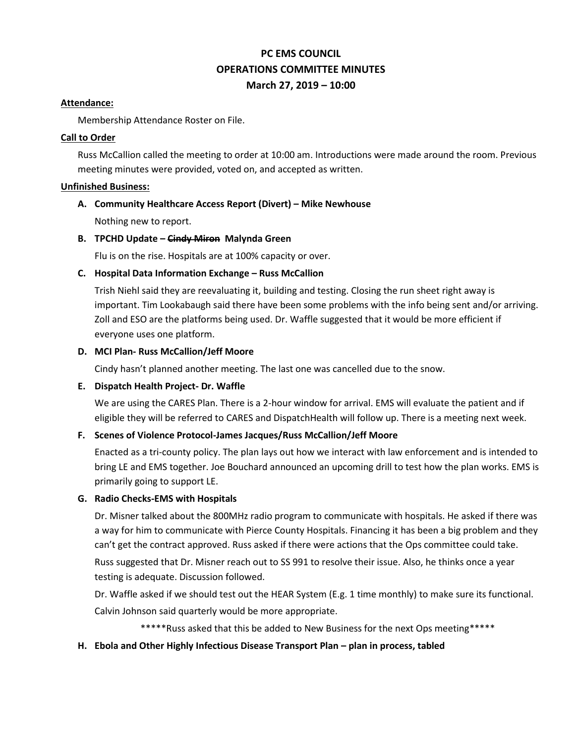# PC EMS COUNCIL
## OPERATIONS COMMITTEE MINUTES
### March 27, 2019 – 10:00

**Attendance:**

Membership Attendance Roster on File.

**Call to Order**

Russ McCallion called the meeting to order at 10:00 am. Introductions were made around the room. Previous meeting minutes were provided, voted on, and accepted as written.

**Unfinished Business:**

**A. Community Healthcare Access Report (Divert) – Mike Newhouse**

Nothing new to report.

**B. TPCHD Update – ~~Cindy Miron~~ Malynda Green**

Flu is on the rise. Hospitals are at 100% capacity or over.

**C. Hospital Data Information Exchange – Russ McCallion**

Trish Niehl said they are reevaluating it, building and testing. Closing the run sheet right away is important. Tim Lookabaugh said there have been some problems with the info being sent and/or arriving. Zoll and ESO are the platforms being used. Dr. Waffle suggested that it would be more efficient if everyone uses one platform.

**D. MCI Plan- Russ McCallion/Jeff Moore**

Cindy hasn't planned another meeting. The last one was cancelled due to the snow.

**E. Dispatch Health Project- Dr. Waffle**

We are using the CARES Plan. There is a 2-hour window for arrival. EMS will evaluate the patient and if eligible they will be referred to CARES and DispatchHealth will follow up. There is a meeting next week.

**F. Scenes of Violence Protocol-James Jacques/Russ McCallion/Jeff Moore**

Enacted as a tri-county policy. The plan lays out how we interact with law enforcement and is intended to bring LE and EMS together. Joe Bouchard announced an upcoming drill to test how the plan works. EMS is primarily going to support LE.

**G. Radio Checks-EMS with Hospitals**

Dr. Misner talked about the 800MHz radio program to communicate with hospitals. He asked if there was a way for him to communicate with Pierce County Hospitals. Financing it has been a big problem and they can't get the contract approved. Russ asked if there were actions that the Ops committee could take.

Russ suggested that Dr. Misner reach out to SS 991 to resolve their issue. Also, he thinks once a year testing is adequate. Discussion followed.

Dr. Waffle asked if we should test out the HEAR System (E.g. 1 time monthly) to make sure its functional. Calvin Johnson said quarterly would be more appropriate.

*****Russ asked that this be added to New Business for the next Ops meeting*****

**H. Ebola and Other Highly Infectious Disease Transport Plan – plan in process, tabled**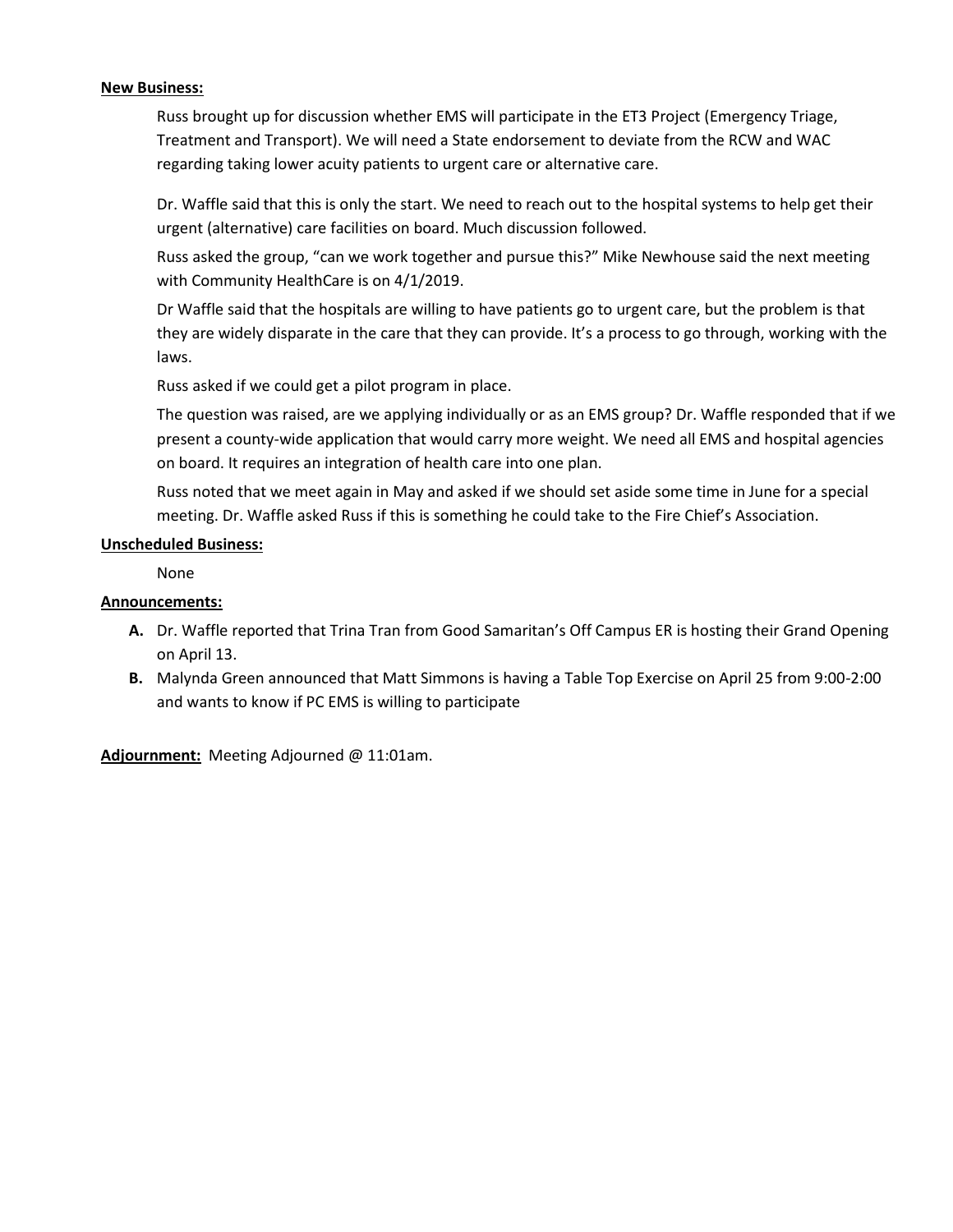**New Business:**

Russ brought up for discussion whether EMS will participate in the ET3 Project (Emergency Triage, Treatment and Transport). We will need a State endorsement to deviate from the RCW and WAC regarding taking lower acuity patients to urgent care or alternative care.

Dr. Waffle said that this is only the start. We need to reach out to the hospital systems to help get their urgent (alternative) care facilities on board. Much discussion followed.

Russ asked the group, "can we work together and pursue this?" Mike Newhouse said the next meeting with Community HealthCare is on 4/1/2019.

Dr Waffle said that the hospitals are willing to have patients go to urgent care, but the problem is that they are widely disparate in the care that they can provide. It's a process to go through, working with the laws.

Russ asked if we could get a pilot program in place.

The question was raised, are we applying individually or as an EMS group? Dr. Waffle responded that if we present a county-wide application that would carry more weight. We need all EMS and hospital agencies on board. It requires an integration of health care into one plan.

Russ noted that we meet again in May and asked if we should set aside some time in June for a special meeting. Dr. Waffle asked Russ if this is something he could take to the Fire Chief's Association.

**Unscheduled Business:**

None

**Announcements:**

- **A.** Dr. Waffle reported that Trina Tran from Good Samaritan's Off Campus ER is hosting their Grand Opening on April 13.
- **B.** Malynda Green announced that Matt Simmons is having a Table Top Exercise on April 25 from 9:00-2:00 and wants to know if PC EMS is willing to participate

**Adjournment:** Meeting Adjourned @ 11:01am.